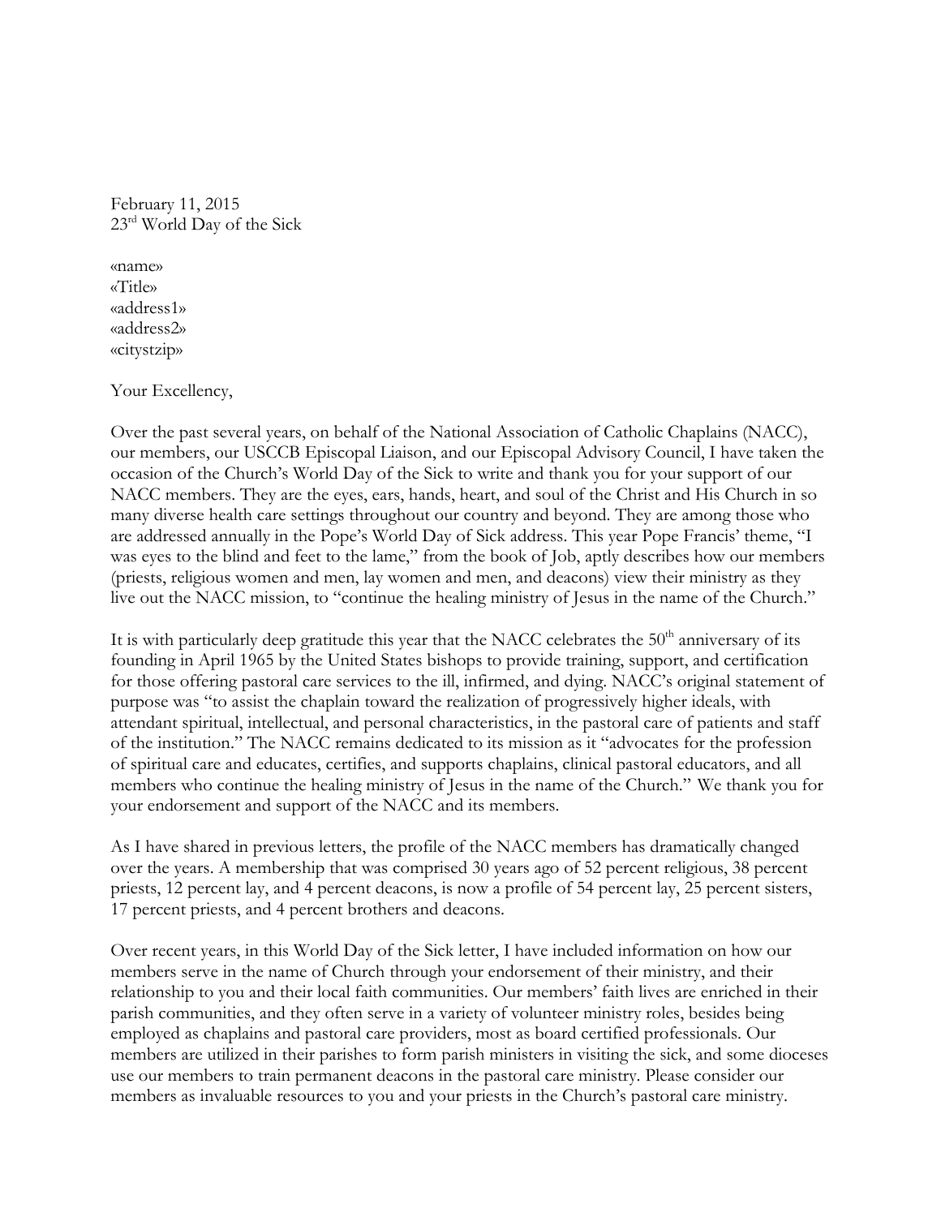February 11, 2015
23rd World Day of the Sick

«name»
«Title»
«address1»
«address2»
«citystzip»

Your Excellency,

Over the past several years, on behalf of the National Association of Catholic Chaplains (NACC), our members, our USCCB Episcopal Liaison, and our Episcopal Advisory Council, I have taken the occasion of the Church's World Day of the Sick to write and thank you for your support of our NACC members. They are the eyes, ears, hands, heart, and soul of the Christ and His Church in so many diverse health care settings throughout our country and beyond. They are among those who are addressed annually in the Pope's World Day of Sick address. This year Pope Francis' theme, "I was eyes to the blind and feet to the lame," from the book of Job, aptly describes how our members (priests, religious women and men, lay women and men, and deacons) view their ministry as they live out the NACC mission, to "continue the healing ministry of Jesus in the name of the Church."

It is with particularly deep gratitude this year that the NACC celebrates the 50th anniversary of its founding in April 1965 by the United States bishops to provide training, support, and certification for those offering pastoral care services to the ill, infirmed, and dying. NACC's original statement of purpose was "to assist the chaplain toward the realization of progressively higher ideals, with attendant spiritual, intellectual, and personal characteristics, in the pastoral care of patients and staff of the institution." The NACC remains dedicated to its mission as it "advocates for the profession of spiritual care and educates, certifies, and supports chaplains, clinical pastoral educators, and all members who continue the healing ministry of Jesus in the name of the Church." We thank you for your endorsement and support of the NACC and its members.

As I have shared in previous letters, the profile of the NACC members has dramatically changed over the years. A membership that was comprised 30 years ago of 52 percent religious, 38 percent priests, 12 percent lay, and 4 percent deacons, is now a profile of 54 percent lay, 25 percent sisters, 17 percent priests, and 4 percent brothers and deacons.

Over recent years, in this World Day of the Sick letter, I have included information on how our members serve in the name of Church through your endorsement of their ministry, and their relationship to you and their local faith communities. Our members' faith lives are enriched in their parish communities, and they often serve in a variety of volunteer ministry roles, besides being employed as chaplains and pastoral care providers, most as board certified professionals. Our members are utilized in their parishes to form parish ministers in visiting the sick, and some dioceses use our members to train permanent deacons in the pastoral care ministry. Please consider our members as invaluable resources to you and your priests in the Church's pastoral care ministry.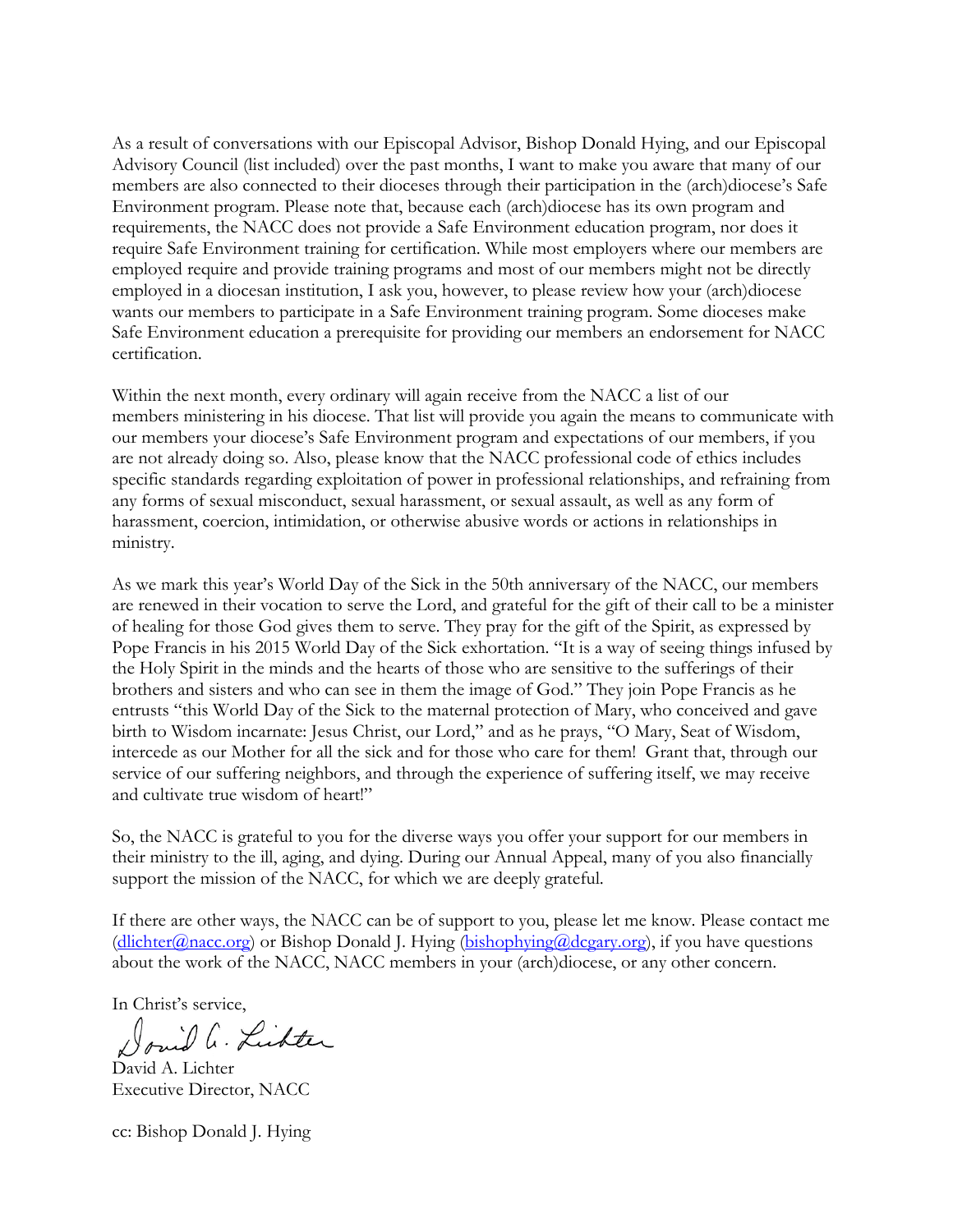As a result of conversations with our Episcopal Advisor, Bishop Donald Hying, and our Episcopal Advisory Council (list included) over the past months, I want to make you aware that many of our members are also connected to their dioceses through their participation in the (arch)diocese's Safe Environment program. Please note that, because each (arch)diocese has its own program and requirements, the NACC does not provide a Safe Environment education program, nor does it require Safe Environment training for certification. While most employers where our members are employed require and provide training programs and most of our members might not be directly employed in a diocesan institution, I ask you, however, to please review how your (arch)diocese wants our members to participate in a Safe Environment training program. Some dioceses make Safe Environment education a prerequisite for providing our members an endorsement for NACC certification.

Within the next month, every ordinary will again receive from the NACC a list of our members ministering in his diocese. That list will provide you again the means to communicate with our members your diocese's Safe Environment program and expectations of our members, if you are not already doing so. Also, please know that the NACC professional code of ethics includes specific standards regarding exploitation of power in professional relationships, and refraining from any forms of sexual misconduct, sexual harassment, or sexual assault, as well as any form of harassment, coercion, intimidation, or otherwise abusive words or actions in relationships in ministry.

As we mark this year's World Day of the Sick in the 50th anniversary of the NACC, our members are renewed in their vocation to serve the Lord, and grateful for the gift of their call to be a minister of healing for those God gives them to serve. They pray for the gift of the Spirit, as expressed by Pope Francis in his 2015 World Day of the Sick exhortation. "It is a way of seeing things infused by the Holy Spirit in the minds and the hearts of those who are sensitive to the sufferings of their brothers and sisters and who can see in them the image of God." They join Pope Francis as he entrusts "this World Day of the Sick to the maternal protection of Mary, who conceived and gave birth to Wisdom incarnate: Jesus Christ, our Lord," and as he prays, "O Mary, Seat of Wisdom, intercede as our Mother for all the sick and for those who care for them! Grant that, through our service of our suffering neighbors, and through the experience of suffering itself, we may receive and cultivate true wisdom of heart!"

So, the NACC is grateful to you for the diverse ways you offer your support for our members in their ministry to the ill, aging, and dying. During our Annual Appeal, many of you also financially support the mission of the NACC, for which we are deeply grateful.

If there are other ways, the NACC can be of support to you, please let me know. Please contact me (dlichter@nacc.org) or Bishop Donald J. Hying (bishophying@dcgary.org), if you have questions about the work of the NACC, NACC members in your (arch)diocese, or any other concern.

In Christ's service,

David A. Lichter
Executive Director, NACC

cc: Bishop Donald J. Hying